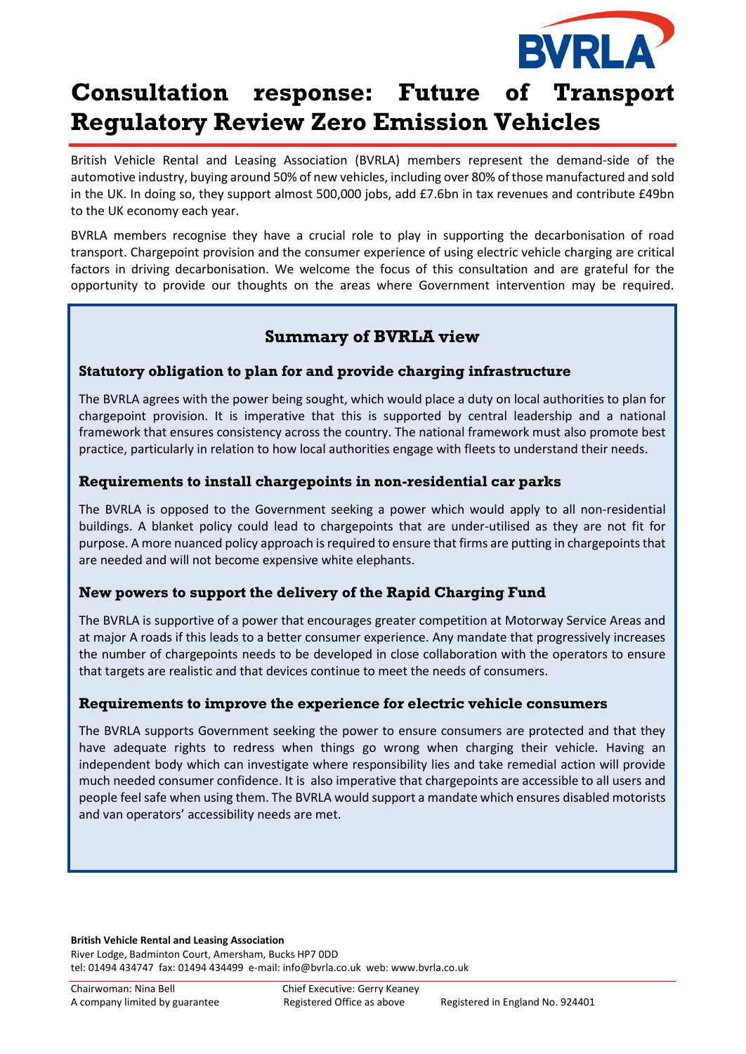# Consultation response: Future of Transport Regulatory Review Zero Emission Vehicles

British Vehicle Rental and Leasing Association (BVRLA) members represent the demand-side of the automotive industry, buying around 50% of new vehicles, including over 80% of those manufactured and sold in the UK. In doing so, they support almost 500,000 jobs, add £7.6bn in tax revenues and contribute £49bn to the UK economy each year.

BVRLA members recognise they have a crucial role to play in supporting the decarbonisation of road transport. Chargepoint provision and the consumer experience of using electric vehicle charging are critical factors in driving decarbonisation. We welcome the focus of this consultation and are grateful for the opportunity to provide our thoughts on the areas where Government intervention may be required.

## Summary of BVRLA view

### Statutory obligation to plan for and provide charging infrastructure

The BVRLA agrees with the power being sought, which would place a duty on local authorities to plan for chargepoint provision. It is imperative that this is supported by central leadership and a national framework that ensures consistency across the country. The national framework must also promote best practice, particularly in relation to how local authorities engage with fleets to understand their needs.

### Requirements to install chargepoints in non-residential car parks

The BVRLA is opposed to the Government seeking a power which would apply to all non-residential buildings. A blanket policy could lead to chargepoints that are under-utilised as they are not fit for purpose. A more nuanced policy approach is required to ensure that firms are putting in chargepoints that are needed and will not become expensive white elephants.

### New powers to support the delivery of the Rapid Charging Fund

The BVRLA is supportive of a power that encourages greater competition at Motorway Service Areas and at major A roads if this leads to a better consumer experience. Any mandate that progressively increases the number of chargepoints needs to be developed in close collaboration with the operators to ensure that targets are realistic and that devices continue to meet the needs of consumers.

### Requirements to improve the experience for electric vehicle consumers

The BVRLA supports Government seeking the power to ensure consumers are protected and that they have adequate rights to redress when things go wrong when charging their vehicle. Having an independent body which can investigate where responsibility lies and take remedial action will provide much needed consumer confidence. It is also imperative that chargepoints are accessible to all users and people feel safe when using them. The BVRLA would support a mandate which ensures disabled motorists and van operators' accessibility needs are met.

**British Vehicle Rental and Leasing Association**
River Lodge, Badminton Court, Amersham, Bucks HP7 0DD
tel: 01494 434747 fax: 01494 434499 e-mail: info@bvrla.co.uk web: www.bvrla.co.uk

Chairwoman: Nina Bell | Chief Executive: Gerry Keaney
A company limited by guarantee | Registered Office as above | Registered in England No. 924401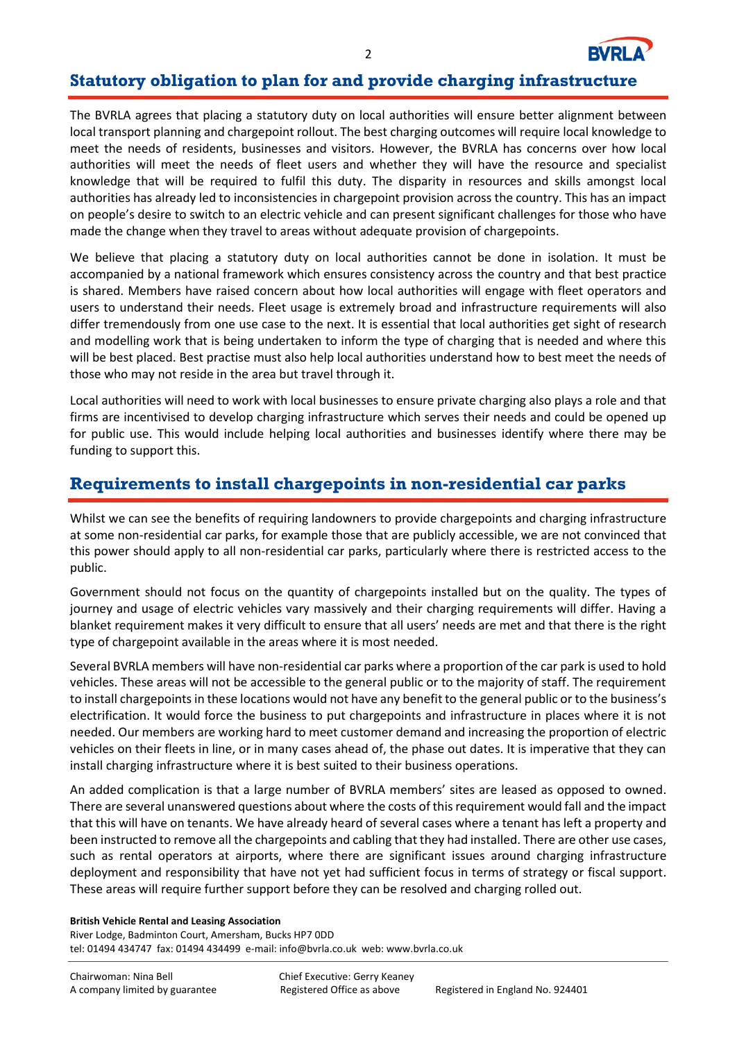## Statutory obligation to plan for and provide charging infrastructure

The BVRLA agrees that placing a statutory duty on local authorities will ensure better alignment between local transport planning and chargepoint rollout. The best charging outcomes will require local knowledge to meet the needs of residents, businesses and visitors. However, the BVRLA has concerns over how local authorities will meet the needs of fleet users and whether they will have the resource and specialist knowledge that will be required to fulfil this duty. The disparity in resources and skills amongst local authorities has already led to inconsistencies in chargepoint provision across the country. This has an impact on people's desire to switch to an electric vehicle and can present significant challenges for those who have made the change when they travel to areas without adequate provision of chargepoints.

We believe that placing a statutory duty on local authorities cannot be done in isolation. It must be accompanied by a national framework which ensures consistency across the country and that best practice is shared. Members have raised concern about how local authorities will engage with fleet operators and users to understand their needs. Fleet usage is extremely broad and infrastructure requirements will also differ tremendously from one use case to the next. It is essential that local authorities get sight of research and modelling work that is being undertaken to inform the type of charging that is needed and where this will be best placed. Best practise must also help local authorities understand how to best meet the needs of those who may not reside in the area but travel through it.

Local authorities will need to work with local businesses to ensure private charging also plays a role and that firms are incentivised to develop charging infrastructure which serves their needs and could be opened up for public use. This would include helping local authorities and businesses identify where there may be funding to support this.

## Requirements to install chargepoints in non-residential car parks

Whilst we can see the benefits of requiring landowners to provide chargepoints and charging infrastructure at some non-residential car parks, for example those that are publicly accessible, we are not convinced that this power should apply to all non-residential car parks, particularly where there is restricted access to the public.

Government should not focus on the quantity of chargepoints installed but on the quality. The types of journey and usage of electric vehicles vary massively and their charging requirements will differ. Having a blanket requirement makes it very difficult to ensure that all users' needs are met and that there is the right type of chargepoint available in the areas where it is most needed.

Several BVRLA members will have non-residential car parks where a proportion of the car park is used to hold vehicles. These areas will not be accessible to the general public or to the majority of staff. The requirement to install chargepoints in these locations would not have any benefit to the general public or to the business's electrification. It would force the business to put chargepoints and infrastructure in places where it is not needed. Our members are working hard to meet customer demand and increasing the proportion of electric vehicles on their fleets in line, or in many cases ahead of, the phase out dates. It is imperative that they can install charging infrastructure where it is best suited to their business operations.

An added complication is that a large number of BVRLA members' sites are leased as opposed to owned. There are several unanswered questions about where the costs of this requirement would fall and the impact that this will have on tenants. We have already heard of several cases where a tenant has left a property and been instructed to remove all the chargepoints and cabling that they had installed. There are other use cases, such as rental operators at airports, where there are significant issues around charging infrastructure deployment and responsibility that have not yet had sufficient focus in terms of strategy or fiscal support. These areas will require further support before they can be resolved and charging rolled out.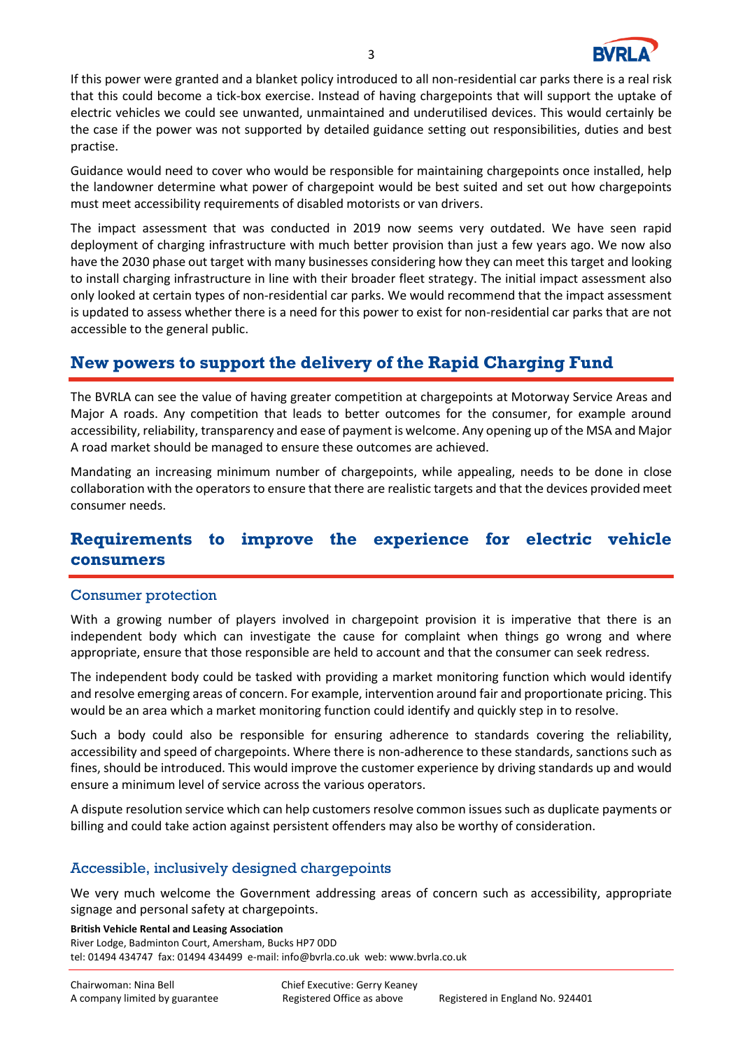If this power were granted and a blanket policy introduced to all non-residential car parks there is a real risk that this could become a tick-box exercise. Instead of having chargepoints that will support the uptake of electric vehicles we could see unwanted, unmaintained and underutilised devices. This would certainly be the case if the power was not supported by detailed guidance setting out responsibilities, duties and best practise.

Guidance would need to cover who would be responsible for maintaining chargepoints once installed, help the landowner determine what power of chargepoint would be best suited and set out how chargepoints must meet accessibility requirements of disabled motorists or van drivers.

The impact assessment that was conducted in 2019 now seems very outdated. We have seen rapid deployment of charging infrastructure with much better provision than just a few years ago. We now also have the 2030 phase out target with many businesses considering how they can meet this target and looking to install charging infrastructure in line with their broader fleet strategy. The initial impact assessment also only looked at certain types of non-residential car parks. We would recommend that the impact assessment is updated to assess whether there is a need for this power to exist for non-residential car parks that are not accessible to the general public.

## New powers to support the delivery of the Rapid Charging Fund

The BVRLA can see the value of having greater competition at chargepoints at Motorway Service Areas and Major A roads. Any competition that leads to better outcomes for the consumer, for example around accessibility, reliability, transparency and ease of payment is welcome. Any opening up of the MSA and Major A road market should be managed to ensure these outcomes are achieved.

Mandating an increasing minimum number of chargepoints, while appealing, needs to be done in close collaboration with the operators to ensure that there are realistic targets and that the devices provided meet consumer needs.

## Requirements to improve the experience for electric vehicle consumers

### Consumer protection

With a growing number of players involved in chargepoint provision it is imperative that there is an independent body which can investigate the cause for complaint when things go wrong and where appropriate, ensure that those responsible are held to account and that the consumer can seek redress.

The independent body could be tasked with providing a market monitoring function which would identify and resolve emerging areas of concern. For example, intervention around fair and proportionate pricing. This would be an area which a market monitoring function could identify and quickly step in to resolve.

Such a body could also be responsible for ensuring adherence to standards covering the reliability, accessibility and speed of chargepoints. Where there is non-adherence to these standards, sanctions such as fines, should be introduced. This would improve the customer experience by driving standards up and would ensure a minimum level of service across the various operators.

A dispute resolution service which can help customers resolve common issues such as duplicate payments or billing and could take action against persistent offenders may also be worthy of consideration.

### Accessible, inclusively designed chargepoints

We very much welcome the Government addressing areas of concern such as accessibility, appropriate signage and personal safety at chargepoints.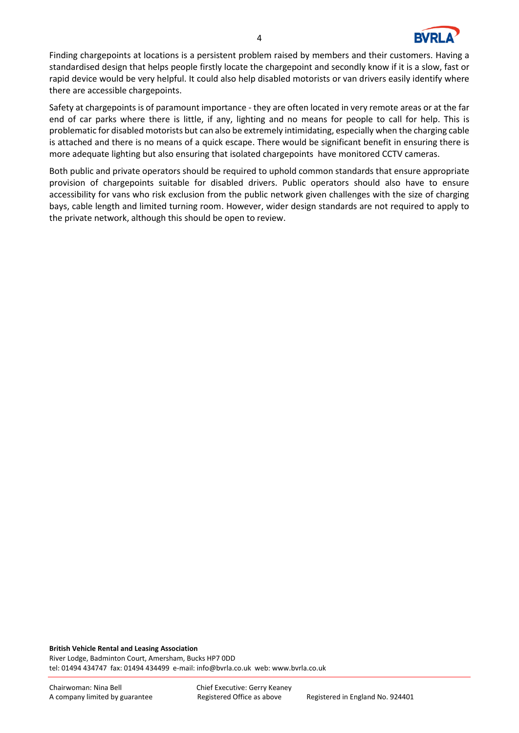Finding chargepoints at locations is a persistent problem raised by members and their customers. Having a standardised design that helps people firstly locate the chargepoint and secondly know if it is a slow, fast or rapid device would be very helpful. It could also help disabled motorists or van drivers easily identify where there are accessible chargepoints.

Safety at chargepoints is of paramount importance - they are often located in very remote areas or at the far end of car parks where there is little, if any, lighting and no means for people to call for help. This is problematic for disabled motorists but can also be extremely intimidating, especially when the charging cable is attached and there is no means of a quick escape. There would be significant benefit in ensuring there is more adequate lighting but also ensuring that isolated chargepoints have monitored CCTV cameras.

Both public and private operators should be required to uphold common standards that ensure appropriate provision of chargepoints suitable for disabled drivers. Public operators should also have to ensure accessibility for vans who risk exclusion from the public network given challenges with the size of charging bays, cable length and limited turning room. However, wider design standards are not required to apply to the private network, although this should be open to review.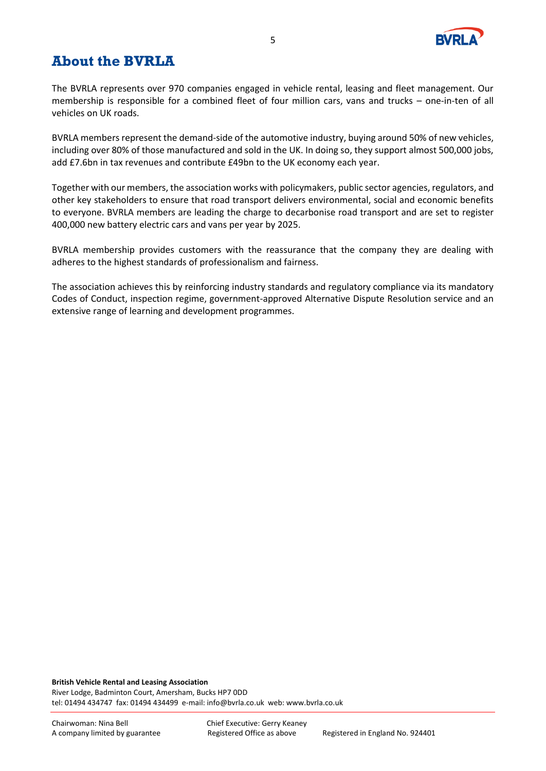## About the BVRLA

The BVRLA represents over 970 companies engaged in vehicle rental, leasing and fleet management. Our membership is responsible for a combined fleet of four million cars, vans and trucks – one-in-ten of all vehicles on UK roads.

BVRLA members represent the demand-side of the automotive industry, buying around 50% of new vehicles, including over 80% of those manufactured and sold in the UK. In doing so, they support almost 500,000 jobs, add £7.6bn in tax revenues and contribute £49bn to the UK economy each year.

Together with our members, the association works with policymakers, public sector agencies, regulators, and other key stakeholders to ensure that road transport delivers environmental, social and economic benefits to everyone. BVRLA members are leading the charge to decarbonise road transport and are set to register 400,000 new battery electric cars and vans per year by 2025.

BVRLA membership provides customers with the reassurance that the company they are dealing with adheres to the highest standards of professionalism and fairness.

The association achieves this by reinforcing industry standards and regulatory compliance via its mandatory Codes of Conduct, inspection regime, government-approved Alternative Dispute Resolution service and an extensive range of learning and development programmes.

**British Vehicle Rental and Leasing Association**
River Lodge, Badminton Court, Amersham, Bucks HP7 0DD
tel: 01494 434747 fax: 01494 434499 e-mail: info@bvrla.co.uk web: www.bvrla.co.uk

Chairwoman: Nina Bell
A company limited by guarantee

Chief Executive: Gerry Keaney
Registered Office as above

Registered in England No. 924401